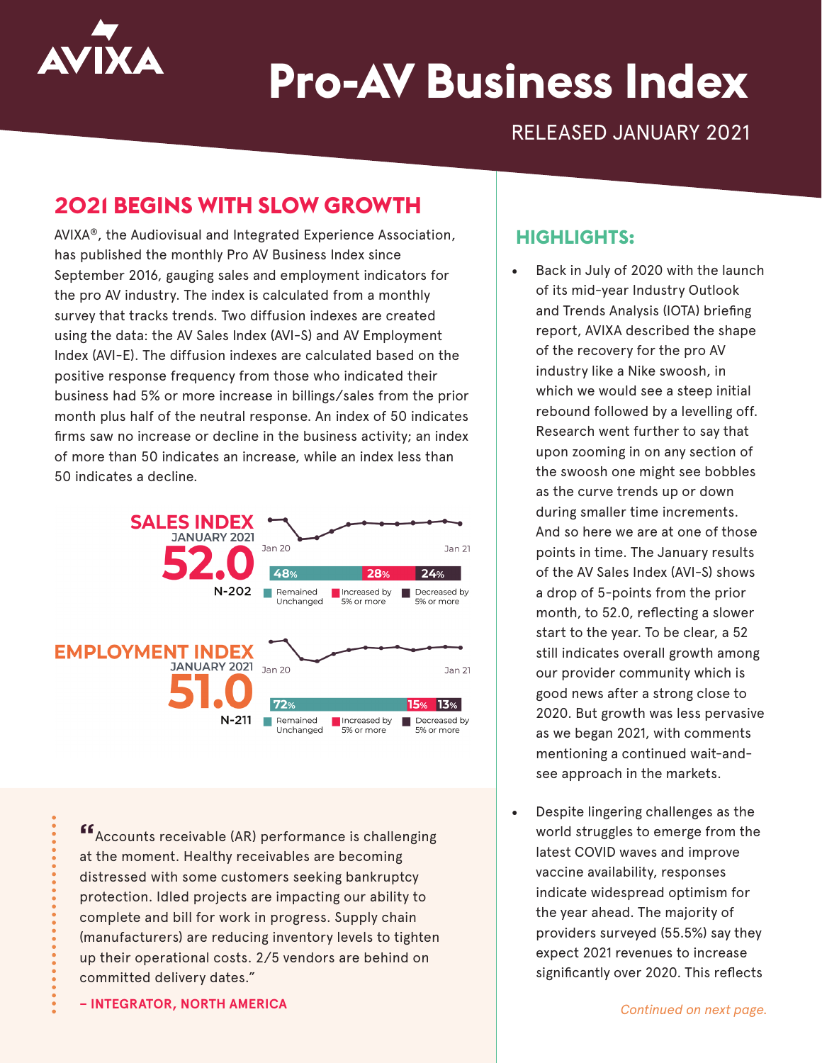# Pro-AV Business Index

RELEASED JANUARY 2021

## 2021 BEGINS WITH SLOW GROWTH

AVIXA®, the Audiovisual and Integrated Experience Association, has published the monthly Pro AV Business Index since September 2016, gauging sales and employment indicators for the pro AV industry. The index is calculated from a monthly survey that tracks trends. Two diffusion indexes are created using the data: the AV Sales Index (AVI-S) and AV Employment Index (AVI-E). The diffusion indexes are calculated based on the positive response frequency from those who indicated their business had 5% or more increase in billings/sales from the prior month plus half of the neutral response. An index of 50 indicates firms saw no increase or decline in the business activity; an index of more than 50 indicates an increase, while an index less than 50 indicates a decline.

**SALES INDEX**
JANUARY 2021
**52.0**
N-202

Jan 20 – Jan 21

| Remained Unchanged | Increased by 5% or more | Decreased by 5% or more |
| --- | --- | --- |
| 48% | 28% | 24% |

**EMPLOYMENT INDEX**
JANUARY 2021
**51.0**
N-211

Jan 20 – Jan 21

| Remained Unchanged | Increased by 5% or more | Decreased by 5% or more |
| --- | --- | --- |
| 72% | 15% | 13% |

> "Accounts receivable (AR) performance is challenging at the moment. Healthy receivables are becoming distressed with some customers seeking bankruptcy protection. Idled projects are impacting our ability to complete and bill for work in progress. Supply chain (manufacturers) are reducing inventory levels to tighten up their operational costs. 2/5 vendors are behind on committed delivery dates."
>
> **– INTEGRATOR, NORTH AMERICA**

## HIGHLIGHTS:

- Back in July of 2020 with the launch of its mid-year Industry Outlook and Trends Analysis (IOTA) briefing report, AVIXA described the shape of the recovery for the pro AV industry like a Nike swoosh, in which we would see a steep initial rebound followed by a levelling off. Research went further to say that upon zooming in on any section of the swoosh one might see bobbles as the curve trends up or down during smaller time increments. And so here we are at one of those points in time. The January results of the AV Sales Index (AVI-S) shows a drop of 5-points from the prior month, to 52.0, reflecting a slower start to the year. To be clear, a 52 still indicates overall growth among our provider community which is good news after a strong close to 2020. But growth was less pervasive as we began 2021, with comments mentioning a continued wait-and-see approach in the markets.
- Despite lingering challenges as the world struggles to emerge from the latest COVID waves and improve vaccine availability, responses indicate widespread optimism for the year ahead. The majority of providers surveyed (55.5%) say they expect 2021 revenues to increase significantly over 2020. This reflects

*Continued on next page.*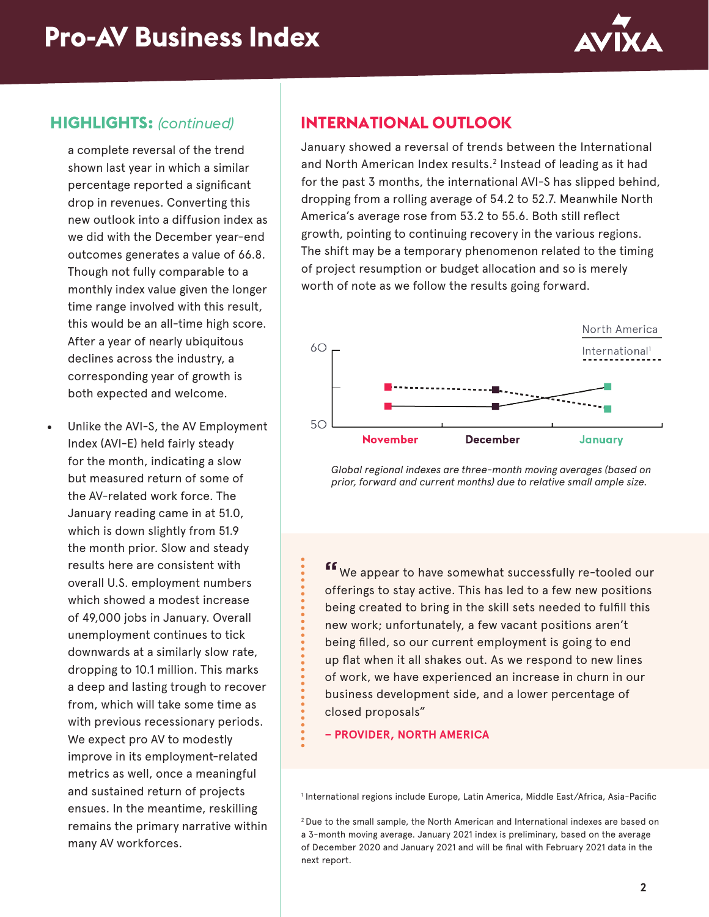## HIGHLIGHTS: *(continued)*

a complete reversal of the trend shown last year in which a similar percentage reported a significant drop in revenues. Converting this new outlook into a diffusion index as we did with the December year-end outcomes generates a value of 66.8. Though not fully comparable to a monthly index value given the longer time range involved with this result, this would be an all-time high score. After a year of nearly ubiquitous declines across the industry, a corresponding year of growth is both expected and welcome.

- Unlike the AVI-S, the AV Employment Index (AVI-E) held fairly steady for the month, indicating a slow but measured return of some of the AV-related work force. The January reading came in at 51.0, which is down slightly from 51.9 the month prior. Slow and steady results here are consistent with overall U.S. employment numbers which showed a modest increase of 49,000 jobs in January. Overall unemployment continues to tick downwards at a similarly slow rate, dropping to 10.1 million. This marks a deep and lasting trough to recover from, which will take some time as with previous recessionary periods. We expect pro AV to modestly improve in its employment-related metrics as well, once a meaningful and sustained return of projects ensues. In the meantime, reskilling remains the primary narrative within many AV workforces.

## INTERNATIONAL OUTLOOK

January showed a reversal of trends between the International and North American Index results.[2] Instead of leading as it had for the past 3 months, the international AVI-S has slipped behind, dropping from a rolling average of 54.2 to 52.7. Meanwhile North America's average rose from 53.2 to 55.6. Both still reflect growth, pointing to continuing recovery in the various regions. The shift may be a temporary phenomenon related to the timing of project resumption or budget allocation and so is merely worth of note as we follow the results going forward.

North America
International[1]

60

50

November December January

*Global regional indexes are three-month moving averages (based on prior, forward and current months) due to relative small ample size.*

> "We appear to have somewhat successfully re-tooled our offerings to stay active. This has led to a few new positions being created to bring in the skill sets needed to fulfill this new work; unfortunately, a few vacant positions aren't being filled, so our current employment is going to end up flat when it all shakes out. As we respond to new lines of work, we have experienced an increase in churn in our business development side, and a lower percentage of closed proposals"
>
> **– PROVIDER, NORTH AMERICA**

[1] International regions include Europe, Latin America, Middle East/Africa, Asia-Pacific

[2] Due to the small sample, the North American and International indexes are based on a 3-month moving average. January 2021 index is preliminary, based on the average of December 2020 and January 2021 and will be final with February 2021 data in the next report.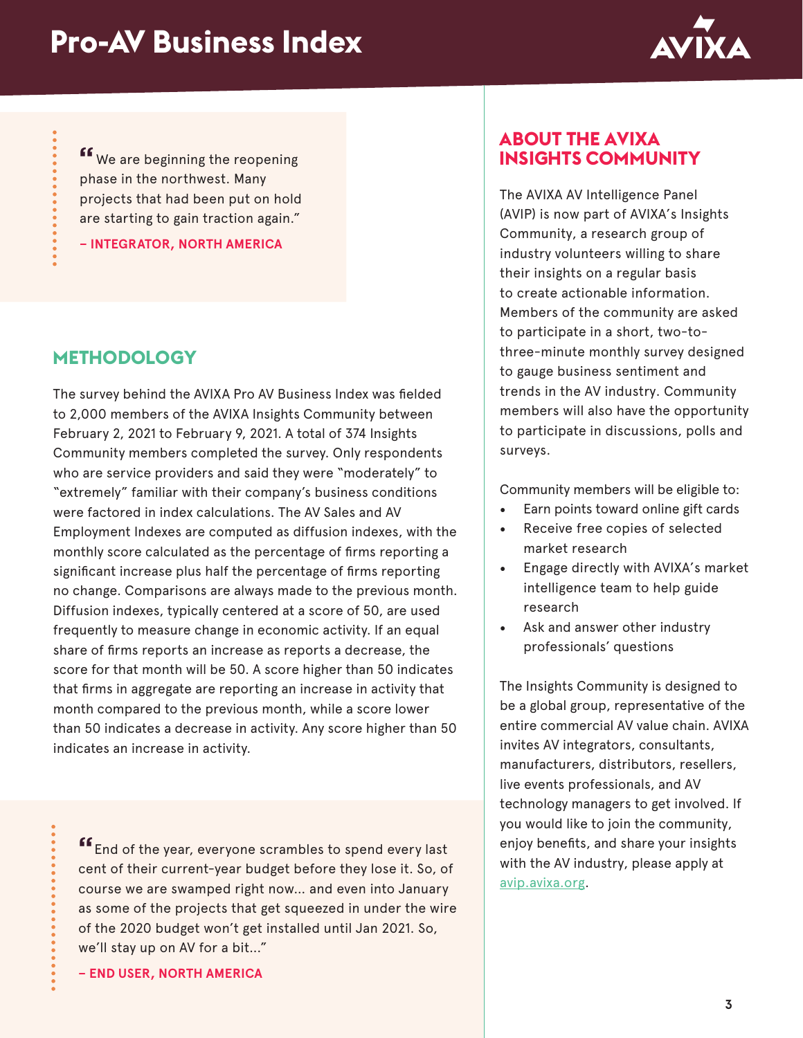> "We are beginning the reopening phase in the northwest. Many projects that had been put on hold are starting to gain traction again."
>
> **– INTEGRATOR, NORTH AMERICA**

## METHODOLOGY

The survey behind the AVIXA Pro AV Business Index was fielded to 2,000 members of the AVIXA Insights Community between February 2, 2021 to February 9, 2021. A total of 374 Insights Community members completed the survey. Only respondents who are service providers and said they were "moderately" to "extremely" familiar with their company's business conditions were factored in index calculations. The AV Sales and AV Employment Indexes are computed as diffusion indexes, with the monthly score calculated as the percentage of firms reporting a significant increase plus half the percentage of firms reporting no change. Comparisons are always made to the previous month. Diffusion indexes, typically centered at a score of 50, are used frequently to measure change in economic activity. If an equal share of firms reports an increase as reports a decrease, the score for that month will be 50. A score higher than 50 indicates that firms in aggregate are reporting an increase in activity that month compared to the previous month, while a score lower than 50 indicates a decrease in activity. Any score higher than 50 indicates an increase in activity.

> "End of the year, everyone scrambles to spend every last cent of their current-year budget before they lose it. So, of course we are swamped right now... and even into January as some of the projects that get squeezed in under the wire of the 2020 budget won't get installed until Jan 2021. So, we'll stay up on AV for a bit..."
>
> **– END USER, NORTH AMERICA**

## ABOUT THE AVIXA INSIGHTS COMMUNITY

The AVIXA AV Intelligence Panel (AVIP) is now part of AVIXA's Insights Community, a research group of industry volunteers willing to share their insights on a regular basis to create actionable information. Members of the community are asked to participate in a short, two-to-three-minute monthly survey designed to gauge business sentiment and trends in the AV industry. Community members will also have the opportunity to participate in discussions, polls and surveys.

Community members will be eligible to:

- Earn points toward online gift cards
- Receive free copies of selected market research
- Engage directly with AVIXA's market intelligence team to help guide research
- Ask and answer other industry professionals' questions

The Insights Community is designed to be a global group, representative of the entire commercial AV value chain. AVIXA invites AV integrators, consultants, manufacturers, distributors, resellers, live events professionals, and AV technology managers to get involved. If you would like to join the community, enjoy benefits, and share your insights with the AV industry, please apply at avip.avixa.org.